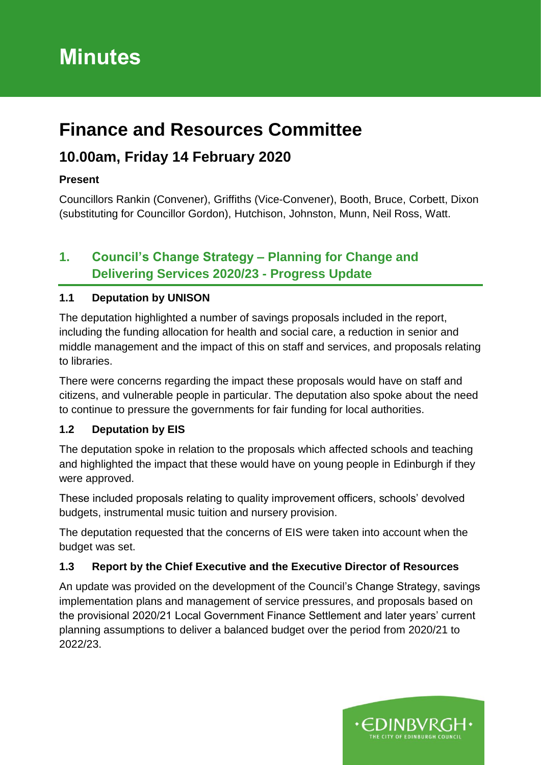# Minutes

# Finance and Resources Committee

## 10.00am, Friday 14 February 2020

**Present**

Councillors Rankin (Convener), Griffiths (Vice-Convener), Booth, Bruce, Corbett, Dixon (substituting for Councillor Gordon), Hutchison, Johnston, Munn, Neil Ross, Watt.

## 1. Council's Change Strategy – Planning for Change and Delivering Services 2020/23 - Progress Update

### 1.1 Deputation by UNISON

The deputation highlighted a number of savings proposals included in the report, including the funding allocation for health and social care, a reduction in senior and middle management and the impact of this on staff and services, and proposals relating to libraries.

There were concerns regarding the impact these proposals would have on staff and citizens, and vulnerable people in particular. The deputation also spoke about the need to continue to pressure the governments for fair funding for local authorities.

### 1.2 Deputation by EIS

The deputation spoke in relation to the proposals which affected schools and teaching and highlighted the impact that these would have on young people in Edinburgh if they were approved.

These included proposals relating to quality improvement officers, schools' devolved budgets, instrumental music tuition and nursery provision.

The deputation requested that the concerns of EIS were taken into account when the budget was set.

### 1.3 Report by the Chief Executive and the Executive Director of Resources

An update was provided on the development of the Council's Change Strategy, savings implementation plans and management of service pressures, and proposals based on the provisional 2020/21 Local Government Finance Settlement and later years' current planning assumptions to deliver a balanced budget over the period from 2020/21 to 2022/23.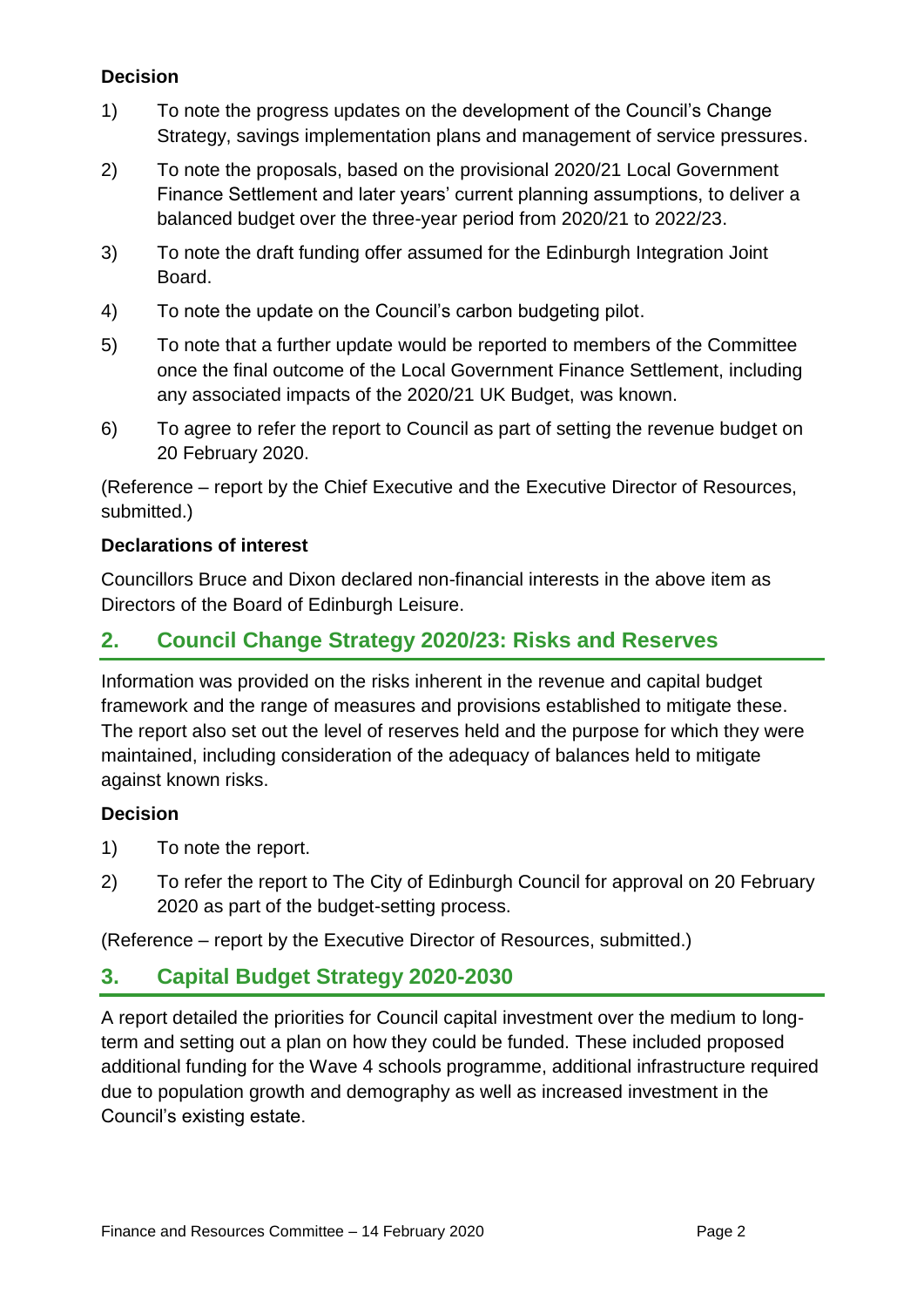**Decision**

1) To note the progress updates on the development of the Council's Change Strategy, savings implementation plans and management of service pressures.

2) To note the proposals, based on the provisional 2020/21 Local Government Finance Settlement and later years' current planning assumptions, to deliver a balanced budget over the three-year period from 2020/21 to 2022/23.

3) To note the draft funding offer assumed for the Edinburgh Integration Joint Board.

4) To note the update on the Council's carbon budgeting pilot.

5) To note that a further update would be reported to members of the Committee once the final outcome of the Local Government Finance Settlement, including any associated impacts of the 2020/21 UK Budget, was known.

6) To agree to refer the report to Council as part of setting the revenue budget on 20 February 2020.

(Reference – report by the Chief Executive and the Executive Director of Resources, submitted.)

**Declarations of interest**

Councillors Bruce and Dixon declared non-financial interests in the above item as Directors of the Board of Edinburgh Leisure.

## 2. Council Change Strategy 2020/23: Risks and Reserves

Information was provided on the risks inherent in the revenue and capital budget framework and the range of measures and provisions established to mitigate these. The report also set out the level of reserves held and the purpose for which they were maintained, including consideration of the adequacy of balances held to mitigate against known risks.

**Decision**

1) To note the report.

2) To refer the report to The City of Edinburgh Council for approval on 20 February 2020 as part of the budget-setting process.

(Reference – report by the Executive Director of Resources, submitted.)

## 3. Capital Budget Strategy 2020-2030

A report detailed the priorities for Council capital investment over the medium to long-term and setting out a plan on how they could be funded. These included proposed additional funding for the Wave 4 schools programme, additional infrastructure required due to population growth and demography as well as increased investment in the Council's existing estate.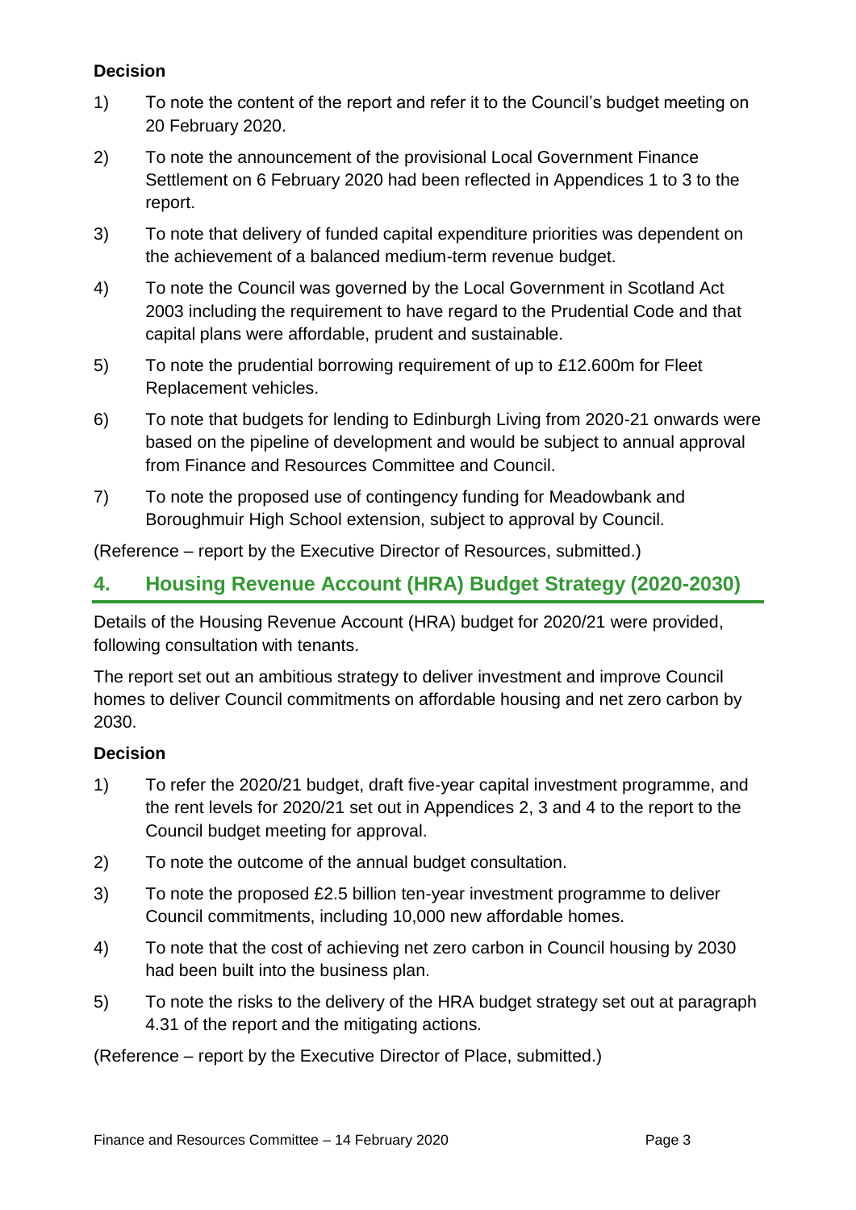**Decision**

1) To note the content of the report and refer it to the Council's budget meeting on 20 February 2020.

2) To note the announcement of the provisional Local Government Finance Settlement on 6 February 2020 had been reflected in Appendices 1 to 3 to the report.

3) To note that delivery of funded capital expenditure priorities was dependent on the achievement of a balanced medium-term revenue budget.

4) To note the Council was governed by the Local Government in Scotland Act 2003 including the requirement to have regard to the Prudential Code and that capital plans were affordable, prudent and sustainable.

5) To note the prudential borrowing requirement of up to £12.600m for Fleet Replacement vehicles.

6) To note that budgets for lending to Edinburgh Living from 2020-21 onwards were based on the pipeline of development and would be subject to annual approval from Finance and Resources Committee and Council.

7) To note the proposed use of contingency funding for Meadowbank and Boroughmuir High School extension, subject to approval by Council.

(Reference – report by the Executive Director of Resources, submitted.)

## 4. Housing Revenue Account (HRA) Budget Strategy (2020-2030)

Details of the Housing Revenue Account (HRA) budget for 2020/21 were provided, following consultation with tenants.

The report set out an ambitious strategy to deliver investment and improve Council homes to deliver Council commitments on affordable housing and net zero carbon by 2030.

**Decision**

1) To refer the 2020/21 budget, draft five-year capital investment programme, and the rent levels for 2020/21 set out in Appendices 2, 3 and 4 to the report to the Council budget meeting for approval.

2) To note the outcome of the annual budget consultation.

3) To note the proposed £2.5 billion ten-year investment programme to deliver Council commitments, including 10,000 new affordable homes.

4) To note that the cost of achieving net zero carbon in Council housing by 2030 had been built into the business plan.

5) To note the risks to the delivery of the HRA budget strategy set out at paragraph 4.31 of the report and the mitigating actions.

(Reference – report by the Executive Director of Place, submitted.)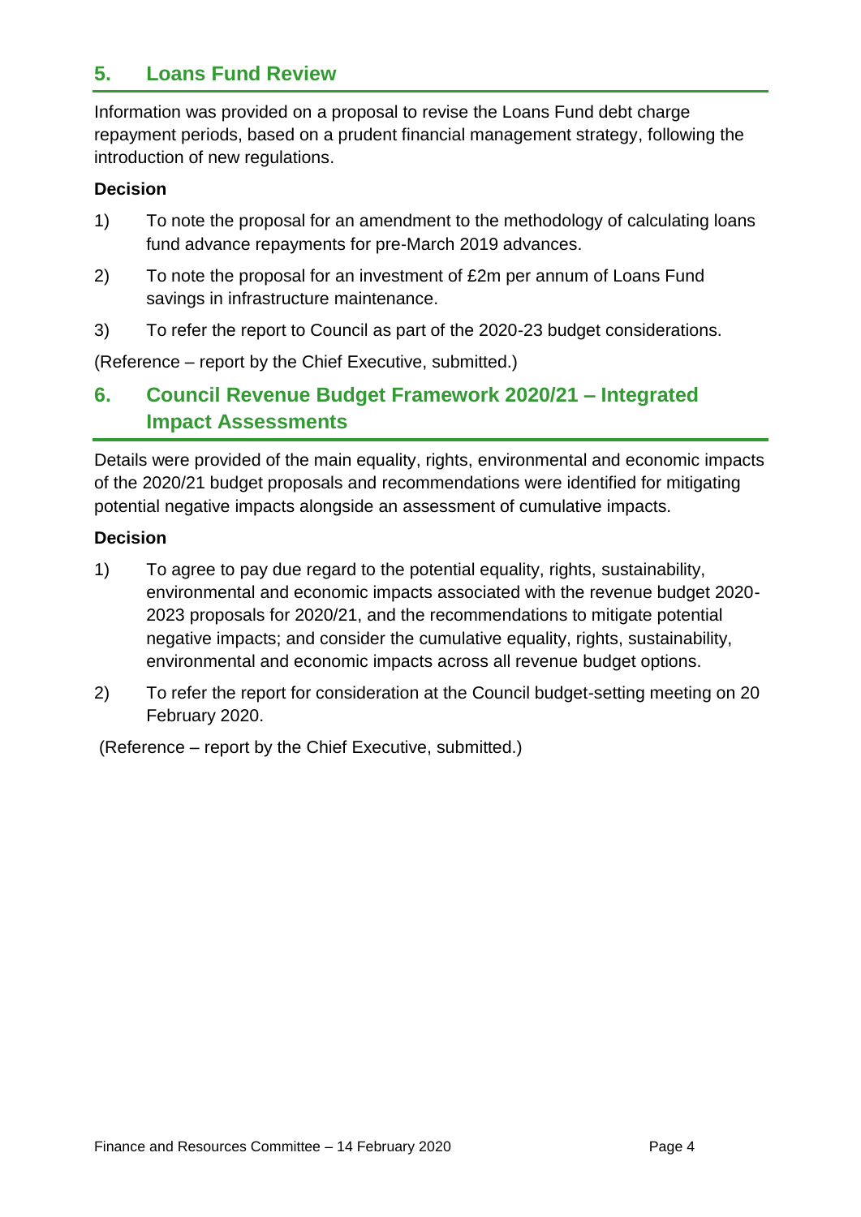## 5. Loans Fund Review

Information was provided on a proposal to revise the Loans Fund debt charge repayment periods, based on a prudent financial management strategy, following the introduction of new regulations.

**Decision**

1) To note the proposal for an amendment to the methodology of calculating loans fund advance repayments for pre-March 2019 advances.

2) To note the proposal for an investment of £2m per annum of Loans Fund savings in infrastructure maintenance.

3) To refer the report to Council as part of the 2020-23 budget considerations.

(Reference – report by the Chief Executive, submitted.)

## 6. Council Revenue Budget Framework 2020/21 – Integrated Impact Assessments

Details were provided of the main equality, rights, environmental and economic impacts of the 2020/21 budget proposals and recommendations were identified for mitigating potential negative impacts alongside an assessment of cumulative impacts.

**Decision**

1) To agree to pay due regard to the potential equality, rights, sustainability, environmental and economic impacts associated with the revenue budget 2020-2023 proposals for 2020/21, and the recommendations to mitigate potential negative impacts; and consider the cumulative equality, rights, sustainability, environmental and economic impacts across all revenue budget options.

2) To refer the report for consideration at the Council budget-setting meeting on 20 February 2020.

(Reference – report by the Chief Executive, submitted.)